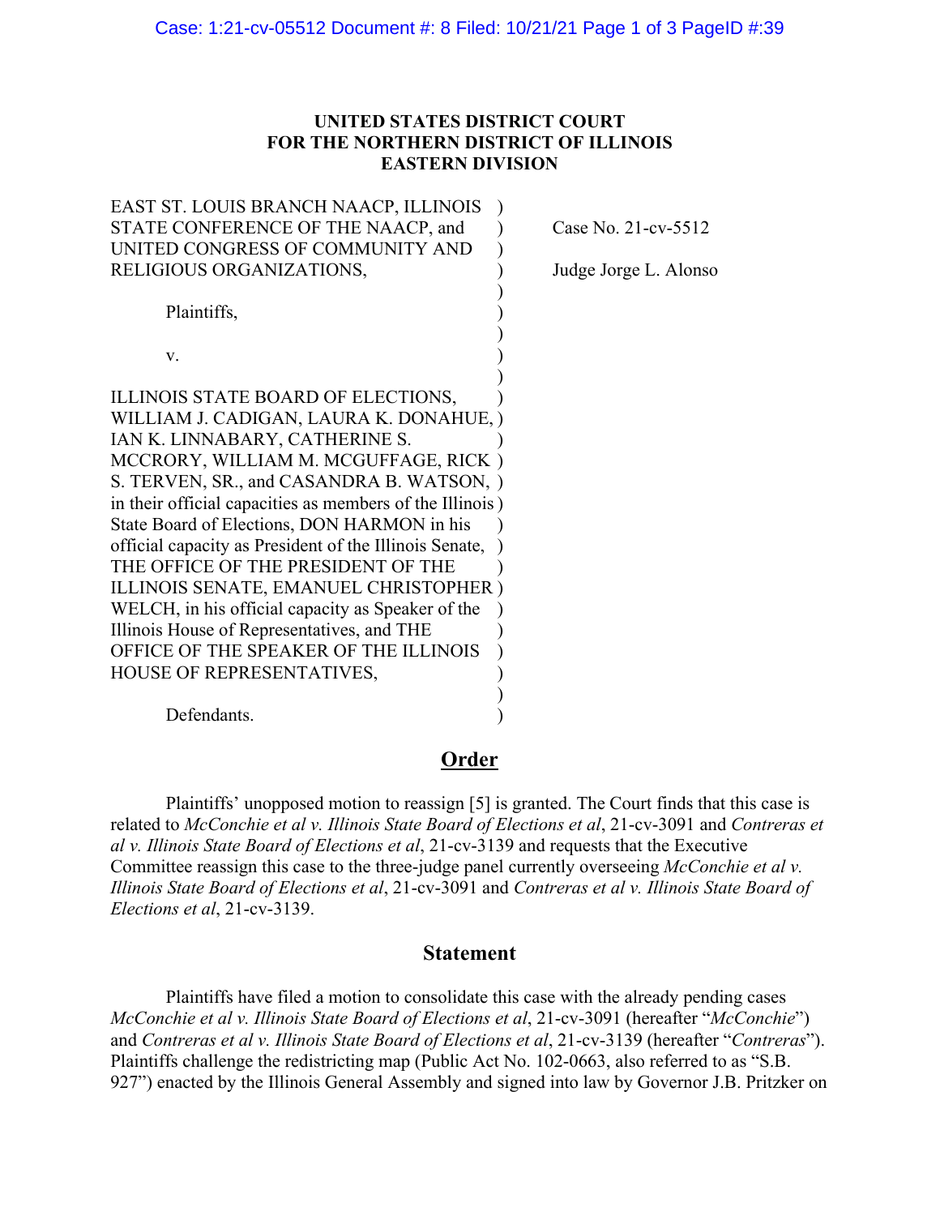**UNITED STATES DISTRICT COURT**
**FOR THE NORTHERN DISTRICT OF ILLINOIS**
**EASTERN DIVISION**

| | |
|---|---|
| EAST ST. LOUIS BRANCH NAACP, ILLINOIS STATE CONFERENCE OF THE NAACP, and UNITED CONGRESS OF COMMUNITY AND RELIGIOUS ORGANIZATIONS, | Case No. 21-cv-5512 |
| Plaintiffs, | Judge Jorge L. Alonso |
| v. | |
| ILLINOIS STATE BOARD OF ELECTIONS, WILLIAM J. CADIGAN, LAURA K. DONAHUE, IAN K. LINNABARY, CATHERINE S. MCCRORY, WILLIAM M. MCGUFFAGE, RICK S. TERVEN, SR., and CASANDRA B. WATSON, in their official capacities as members of the Illinois State Board of Elections, DON HARMON in his official capacity as President of the Illinois Senate, THE OFFICE OF THE PRESIDENT OF THE ILLINOIS SENATE, EMANUEL CHRISTOPHER WELCH, in his official capacity as Speaker of the Illinois House of Representatives, and THE OFFICE OF THE SPEAKER OF THE ILLINOIS HOUSE OF REPRESENTATIVES, | |
| Defendants. | |

## Order

Plaintiffs' unopposed motion to reassign [5] is granted. The Court finds that this case is related to *McConchie et al v. Illinois State Board of Elections et al*, 21-cv-3091 and *Contreras et al v. Illinois State Board of Elections et al*, 21-cv-3139 and requests that the Executive Committee reassign this case to the three-judge panel currently overseeing *McConchie et al v. Illinois State Board of Elections et al*, 21-cv-3091 and *Contreras et al v. Illinois State Board of Elections et al*, 21-cv-3139.

## Statement

Plaintiffs have filed a motion to consolidate this case with the already pending cases *McConchie et al v. Illinois State Board of Elections et al*, 21-cv-3091 (hereafter "*McConchie*") and *Contreras et al v. Illinois State Board of Elections et al*, 21-cv-3139 (hereafter "*Contreras*"). Plaintiffs challenge the redistricting map (Public Act No. 102-0663, also referred to as "S.B. 927") enacted by the Illinois General Assembly and signed into law by Governor J.B. Pritzker on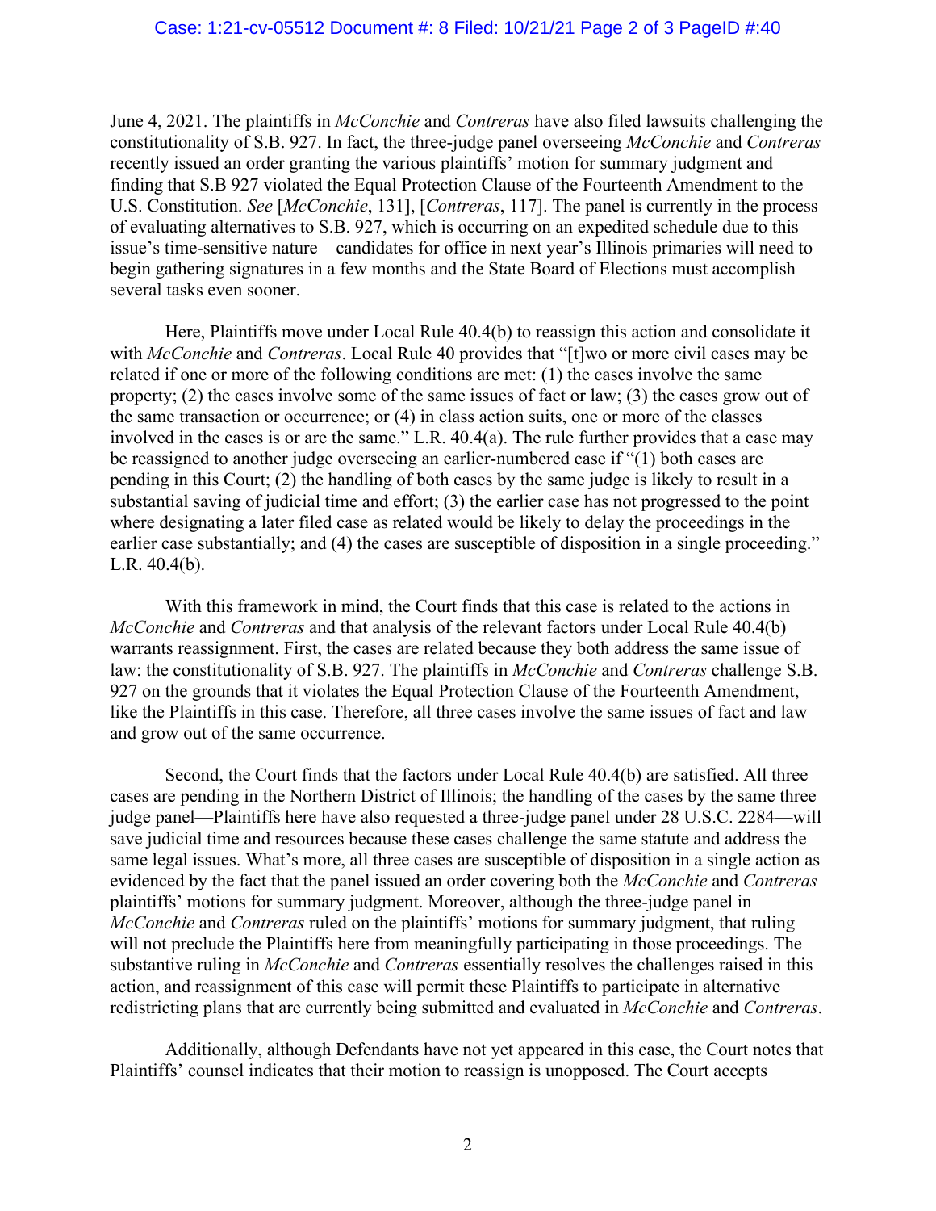June 4, 2021. The plaintiffs in *McConchie* and *Contreras* have also filed lawsuits challenging the constitutionality of S.B. 927. In fact, the three-judge panel overseeing *McConchie* and *Contreras* recently issued an order granting the various plaintiffs' motion for summary judgment and finding that S.B 927 violated the Equal Protection Clause of the Fourteenth Amendment to the U.S. Constitution. *See* [*McConchie*, 131], [*Contreras*, 117]. The panel is currently in the process of evaluating alternatives to S.B. 927, which is occurring on an expedited schedule due to this issue's time-sensitive nature—candidates for office in next year's Illinois primaries will need to begin gathering signatures in a few months and the State Board of Elections must accomplish several tasks even sooner.

Here, Plaintiffs move under Local Rule 40.4(b) to reassign this action and consolidate it with *McConchie* and *Contreras*. Local Rule 40 provides that "[t]wo or more civil cases may be related if one or more of the following conditions are met: (1) the cases involve the same property; (2) the cases involve some of the same issues of fact or law; (3) the cases grow out of the same transaction or occurrence; or (4) in class action suits, one or more of the classes involved in the cases is or are the same." L.R. 40.4(a). The rule further provides that a case may be reassigned to another judge overseeing an earlier-numbered case if "(1) both cases are pending in this Court; (2) the handling of both cases by the same judge is likely to result in a substantial saving of judicial time and effort; (3) the earlier case has not progressed to the point where designating a later filed case as related would be likely to delay the proceedings in the earlier case substantially; and (4) the cases are susceptible of disposition in a single proceeding." L.R. 40.4(b).

With this framework in mind, the Court finds that this case is related to the actions in *McConchie* and *Contreras* and that analysis of the relevant factors under Local Rule 40.4(b) warrants reassignment. First, the cases are related because they both address the same issue of law: the constitutionality of S.B. 927. The plaintiffs in *McConchie* and *Contreras* challenge S.B. 927 on the grounds that it violates the Equal Protection Clause of the Fourteenth Amendment, like the Plaintiffs in this case. Therefore, all three cases involve the same issues of fact and law and grow out of the same occurrence.

Second, the Court finds that the factors under Local Rule 40.4(b) are satisfied. All three cases are pending in the Northern District of Illinois; the handling of the cases by the same three judge panel—Plaintiffs here have also requested a three-judge panel under 28 U.S.C. 2284—will save judicial time and resources because these cases challenge the same statute and address the same legal issues. What's more, all three cases are susceptible of disposition in a single action as evidenced by the fact that the panel issued an order covering both the *McConchie* and *Contreras* plaintiffs' motions for summary judgment. Moreover, although the three-judge panel in *McConchie* and *Contreras* ruled on the plaintiffs' motions for summary judgment, that ruling will not preclude the Plaintiffs here from meaningfully participating in those proceedings. The substantive ruling in *McConchie* and *Contreras* essentially resolves the challenges raised in this action, and reassignment of this case will permit these Plaintiffs to participate in alternative redistricting plans that are currently being submitted and evaluated in *McConchie* and *Contreras*.

Additionally, although Defendants have not yet appeared in this case, the Court notes that Plaintiffs' counsel indicates that their motion to reassign is unopposed. The Court accepts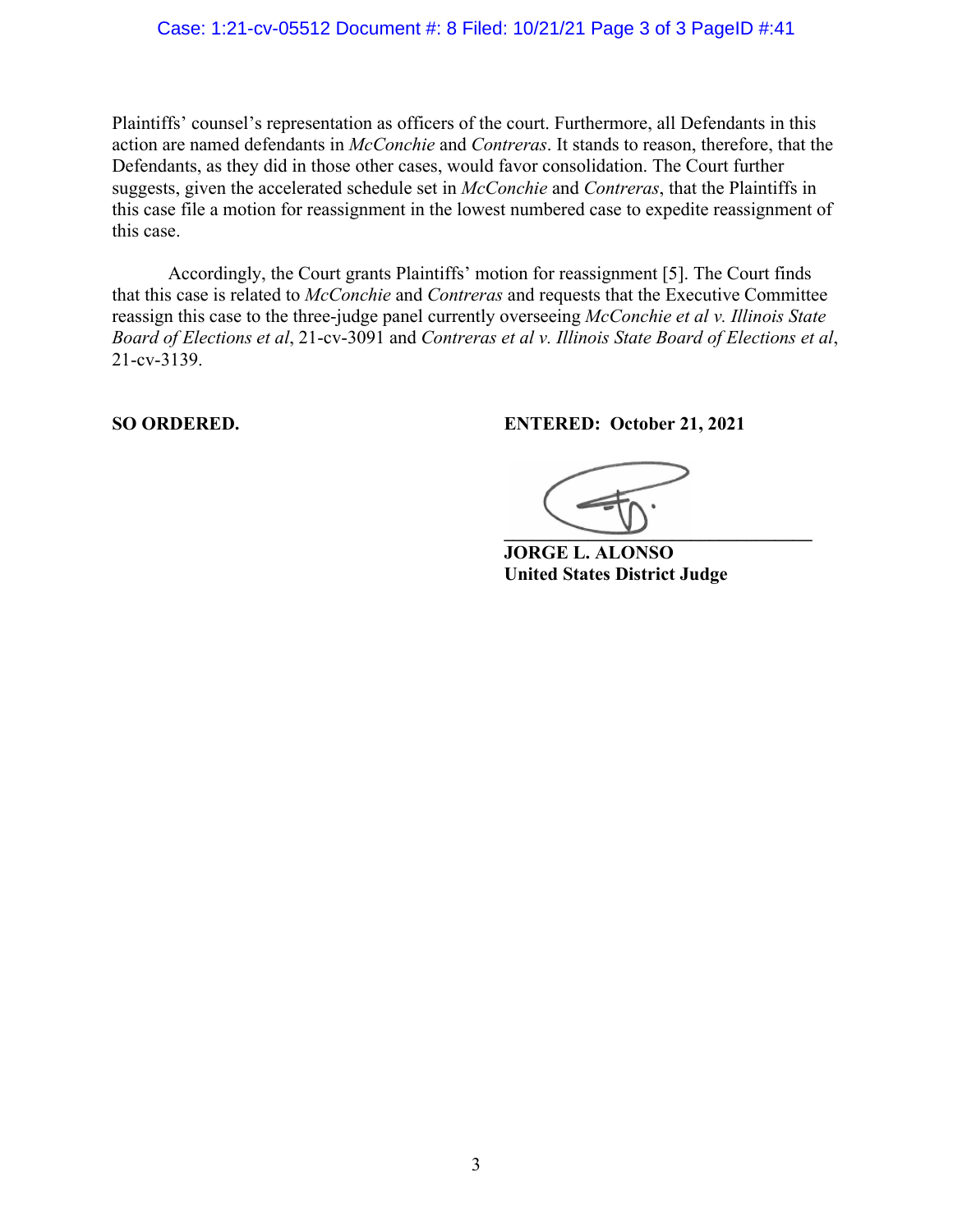Plaintiffs' counsel's representation as officers of the court. Furthermore, all Defendants in this action are named defendants in *McConchie* and *Contreras*. It stands to reason, therefore, that the Defendants, as they did in those other cases, would favor consolidation. The Court further suggests, given the accelerated schedule set in *McConchie* and *Contreras*, that the Plaintiffs in this case file a motion for reassignment in the lowest numbered case to expedite reassignment of this case.

Accordingly, the Court grants Plaintiffs' motion for reassignment [5]. The Court finds that this case is related to *McConchie* and *Contreras* and requests that the Executive Committee reassign this case to the three-judge panel currently overseeing *McConchie et al v. Illinois State Board of Elections et al*, 21-cv-3091 and *Contreras et al v. Illinois State Board of Elections et al*, 21-cv-3139.

**SO ORDERED.**

**ENTERED: October 21, 2021**

**JORGE L. ALONSO**
**United States District Judge**